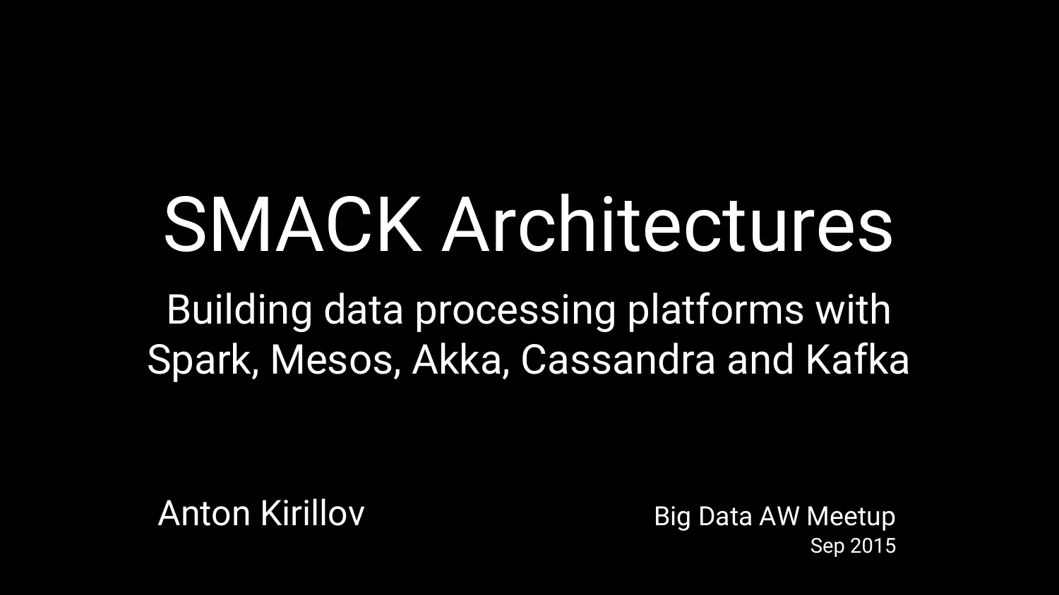# SMACK Architectures

## Building data processing platforms with Spark, Mesos, Akka, Cassandra and Kafka

Anton Kirillov

Big Data AW Meetup

Sep 2015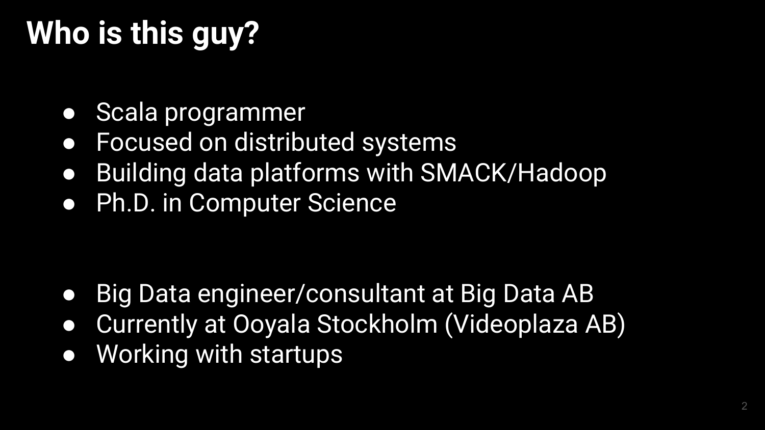# Who is this guy?

- Scala programmer
- Focused on distributed systems
- Building data platforms with SMACK/Hadoop
- Ph.D. in Computer Science

- Big Data engineer/consultant at Big Data AB
- Currently at Ooyala Stockholm (Videoplaza AB)
- Working with startups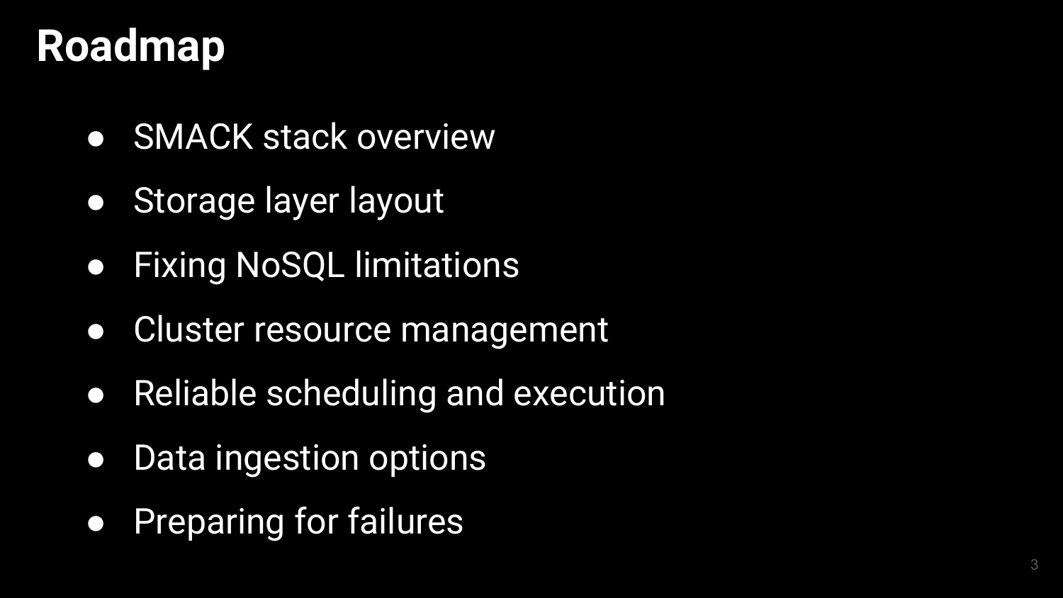# Roadmap

- SMACK stack overview
- Storage layer layout
- Fixing NoSQL limitations
- Cluster resource management
- Reliable scheduling and execution
- Data ingestion options
- Preparing for failures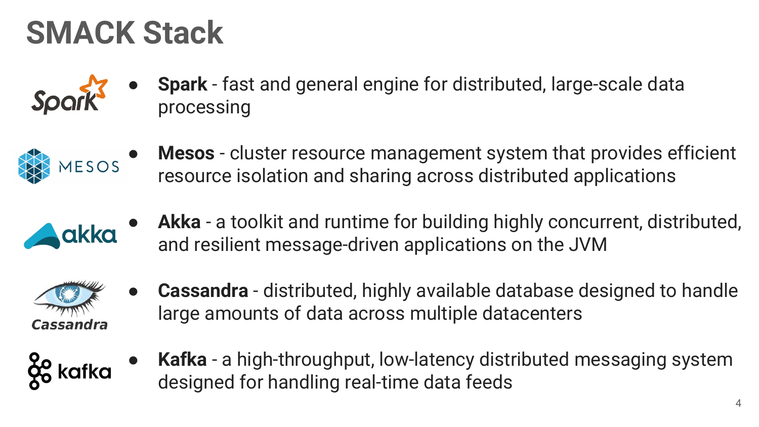# SMACK Stack

- **Spark** - fast and general engine for distributed, large-scale data processing
- **Mesos** - cluster resource management system that provides efficient resource isolation and sharing across distributed applications
- **Akka** - a toolkit and runtime for building highly concurrent, distributed, and resilient message-driven applications on the JVM
- **Cassandra** - distributed, highly available database designed to handle large amounts of data across multiple datacenters
- **Kafka** - a high-throughput, low-latency distributed messaging system designed for handling real-time data feeds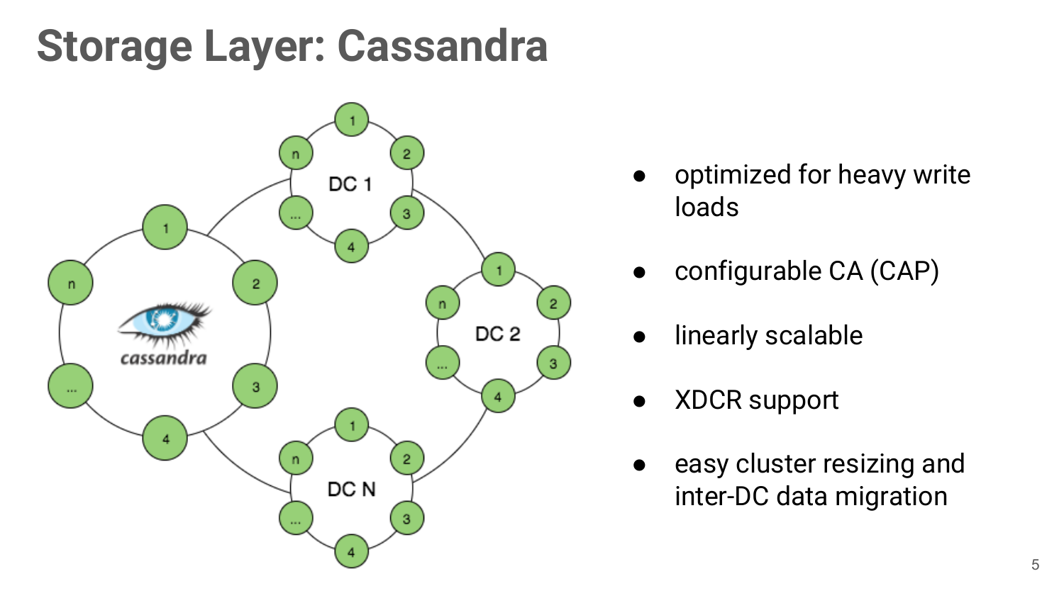# Storage Layer: Cassandra

cassandra

DC 1

DC 2

DC N

1
2
3
4
...
n

- optimized for heavy write loads
- configurable CA (CAP)
- linearly scalable
- XDCR support
- easy cluster resizing and inter-DC data migration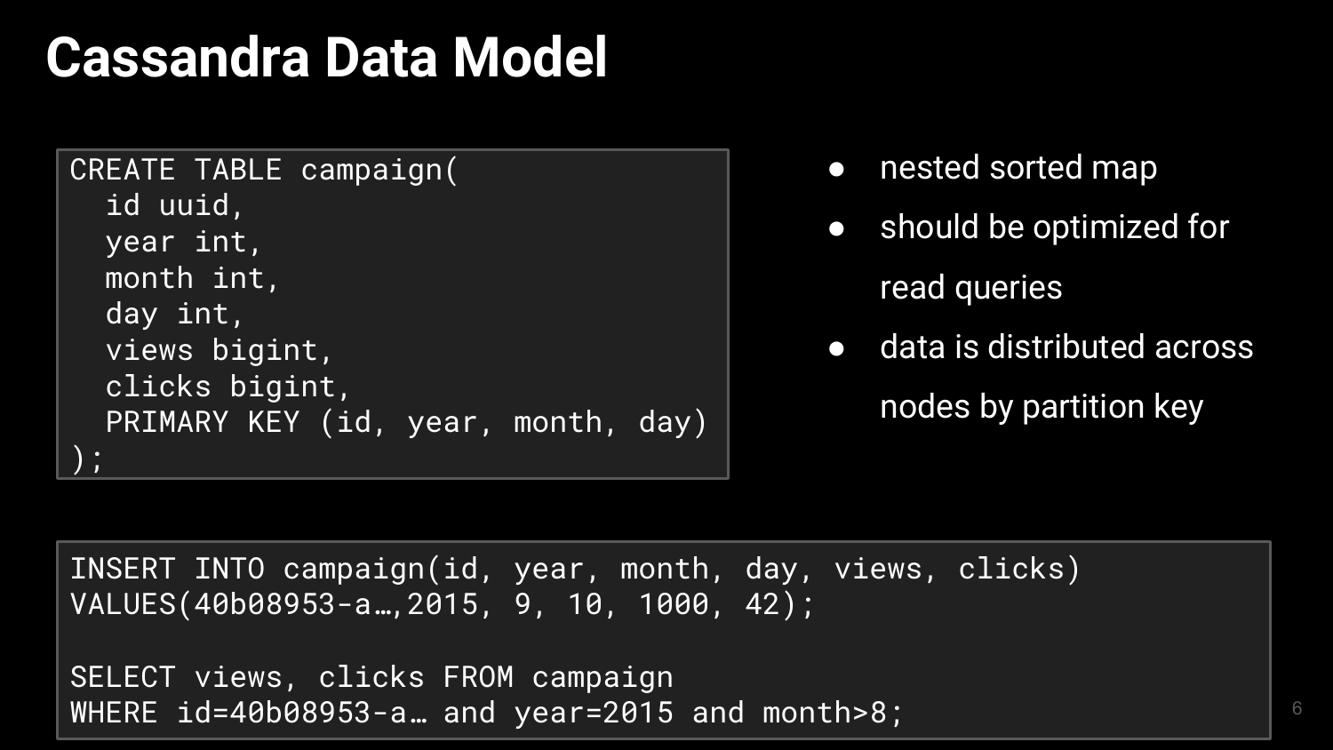# Cassandra Data Model

```
CREATE TABLE campaign(
  id uuid,
  year int,
  month int,
  day int,
  views bigint,
  clicks bigint,
  PRIMARY KEY (id, year, month, day)
);
```

- nested sorted map
- should be optimized for read queries
- data is distributed across nodes by partition key

```
INSERT INTO campaign(id, year, month, day, views, clicks)
VALUES(40b08953-a…,2015, 9, 10, 1000, 42);

SELECT views, clicks FROM campaign
WHERE id=40b08953-a… and year=2015 and month>8;
```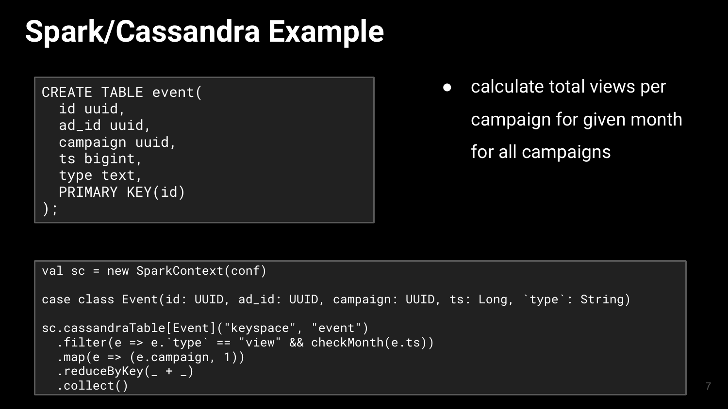# Spark/Cassandra Example

```
CREATE TABLE event(
  id uuid,
  ad_id uuid,
  campaign uuid,
  ts bigint,
  type text,
  PRIMARY KEY(id)
);
```

- calculate total views per campaign for given month for all campaigns

```
val sc = new SparkContext(conf)

case class Event(id: UUID, ad_id: UUID, campaign: UUID, ts: Long, `type`: String)

sc.cassandraTable[Event]("keyspace", "event")
  .filter(e => e.`type` == "view" && checkMonth(e.ts))
  .map(e => (e.campaign, 1))
  .reduceByKey(_ + _)
  .collect()
```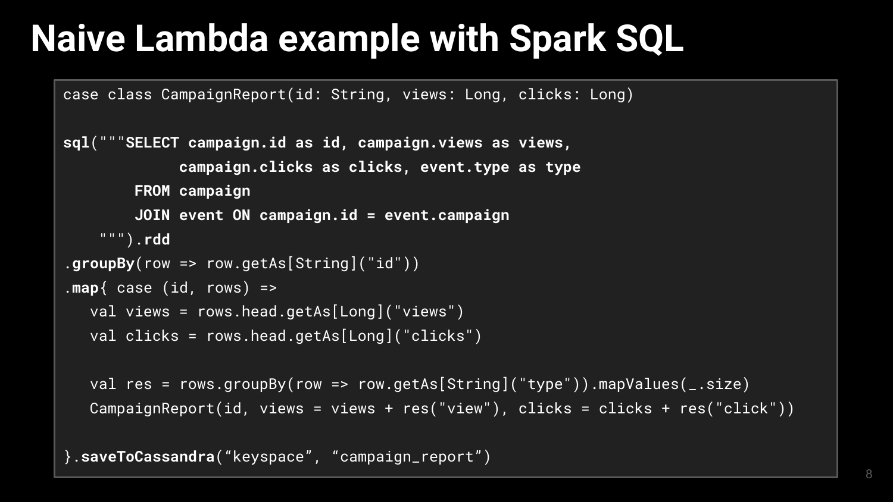# Naive Lambda example with Spark SQL

```
case class CampaignReport(id: String, views: Long, clicks: Long)

sql("""SELECT campaign.id as id, campaign.views as views,
             campaign.clicks as clicks, event.type as type
        FROM campaign
        JOIN event ON campaign.id = event.campaign
    """).rdd
.groupBy(row => row.getAs[String]("id"))
.map{ case (id, rows) =>
   val views = rows.head.getAs[Long]("views")
   val clicks = rows.head.getAs[Long]("clicks")

   val res = rows.groupBy(row => row.getAs[String]("type")).mapValues(_.size)
   CampaignReport(id, views = views + res("view"), clicks = clicks + res("click"))

}.saveToCassandra("keyspace", "campaign_report")
```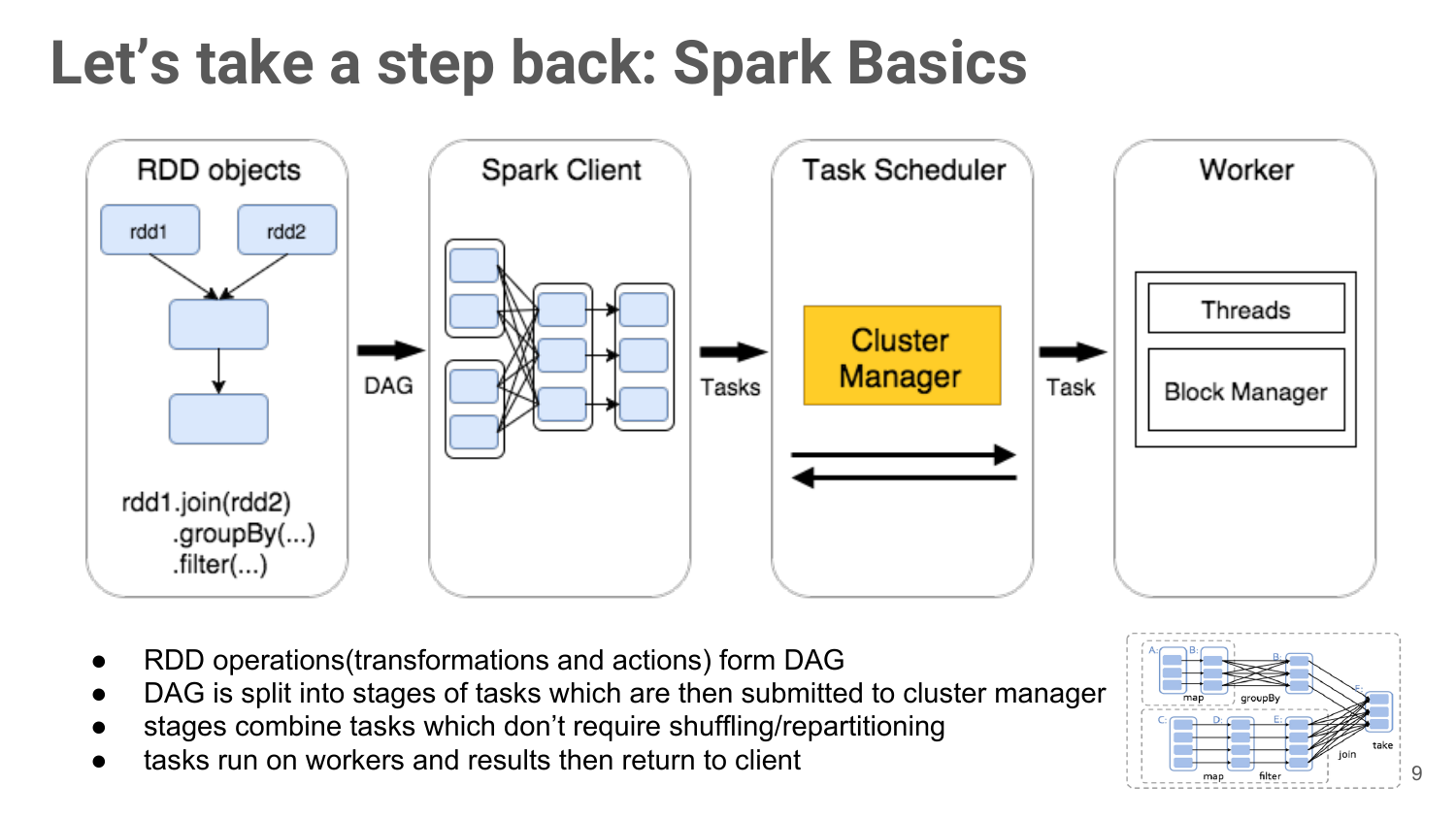# Let's take a step back: Spark Basics

RDD objects

rdd1

rdd2

rdd1.join(rdd2)
.groupBy(...)
.filter(...)

DAG

Spark Client

Tasks

Task Scheduler

Cluster Manager

Task

Worker

Threads

Block Manager

- RDD operations(transformations and actions) form DAG
- DAG is split into stages of tasks which are then submitted to cluster manager
- stages combine tasks which don't require shuffling/repartitioning
- tasks run on workers and results then return to client

A: B: map groupBy F: C: D: E: map filter join take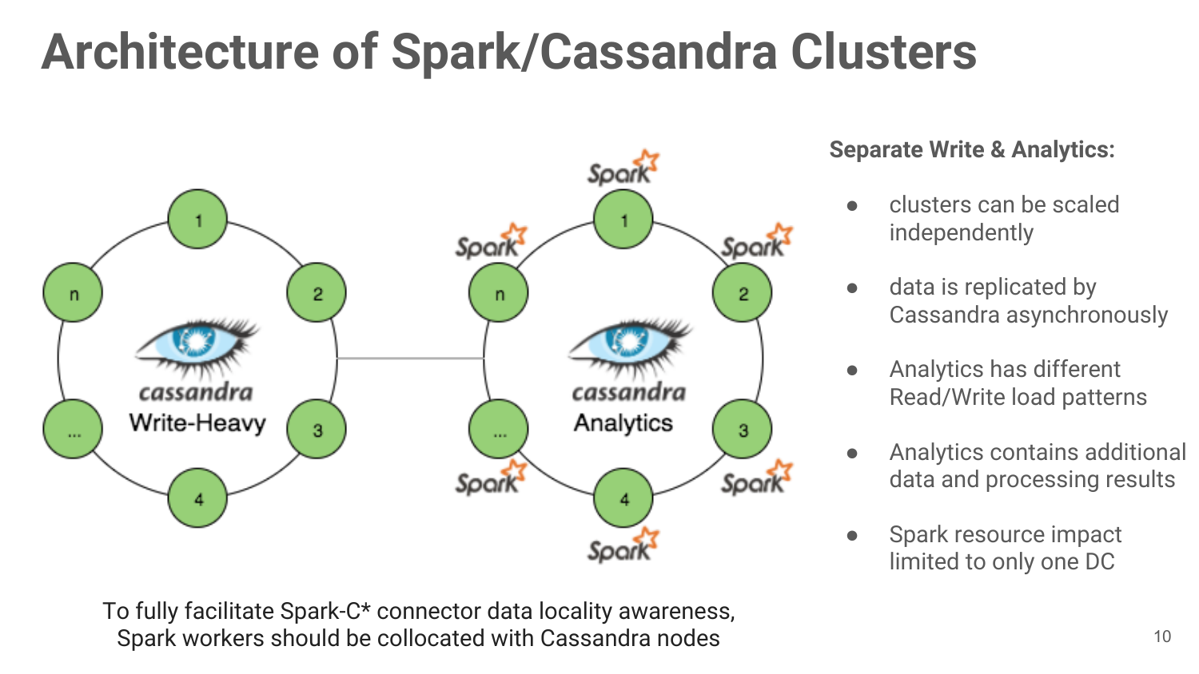# Architecture of Spark/Cassandra Clusters

1
2
n
3
...
4
cassandra
Write-Heavy

Spark
1
Spark
2
Spark
n
Spark
3
Spark
...
Spark
4
cassandra
Analytics

**Separate Write & Analytics:**

- clusters can be scaled independently
- data is replicated by Cassandra asynchronously
- Analytics has different Read/Write load patterns
- Analytics contains additional data and processing results
- Spark resource impact limited to only one DC

To fully facilitate Spark-C* connector data locality awareness, Spark workers should be collocated with Cassandra nodes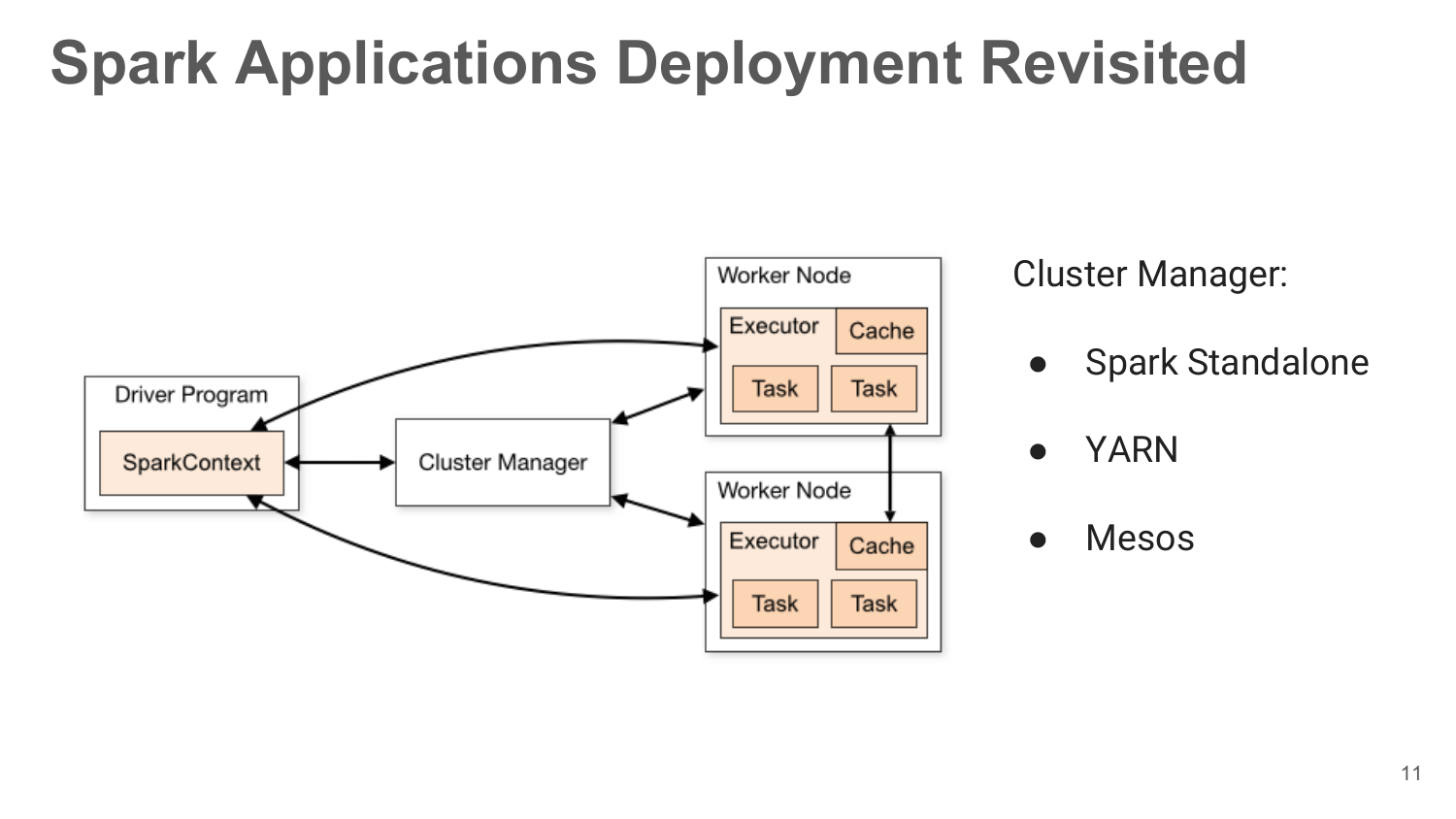# Spark Applications Deployment Revisited

Driver Program

SparkContext

Cluster Manager

Worker Node

Executor

Cache

Task

Task

Worker Node

Executor

Cache

Task

Task

Cluster Manager:

- Spark Standalone
- YARN
- Mesos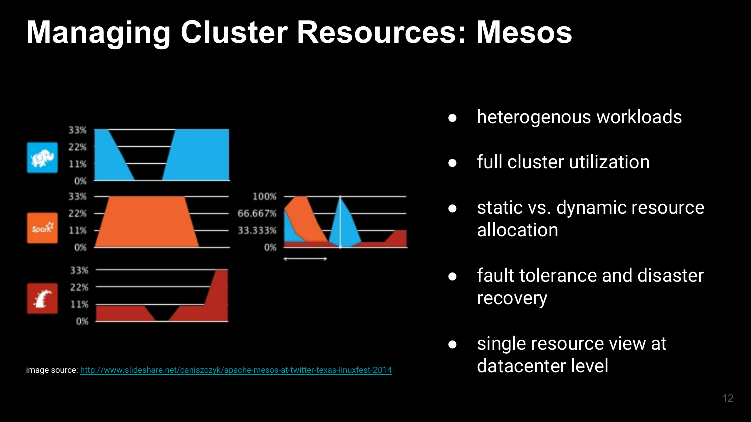# Managing Cluster Resources: Mesos

33%
22%
11%
0%
33%
22%
11%
0%
33%
22%
11%
0%

100%
66.667%
33.333%
0%

image source: http://www.slideshare.net/caniszczyk/apache-mesos-at-twitter-texas-linuxfest-2014

- heterogenous workloads
- full cluster utilization
- static vs. dynamic resource allocation
- fault tolerance and disaster recovery
- single resource view at datacenter level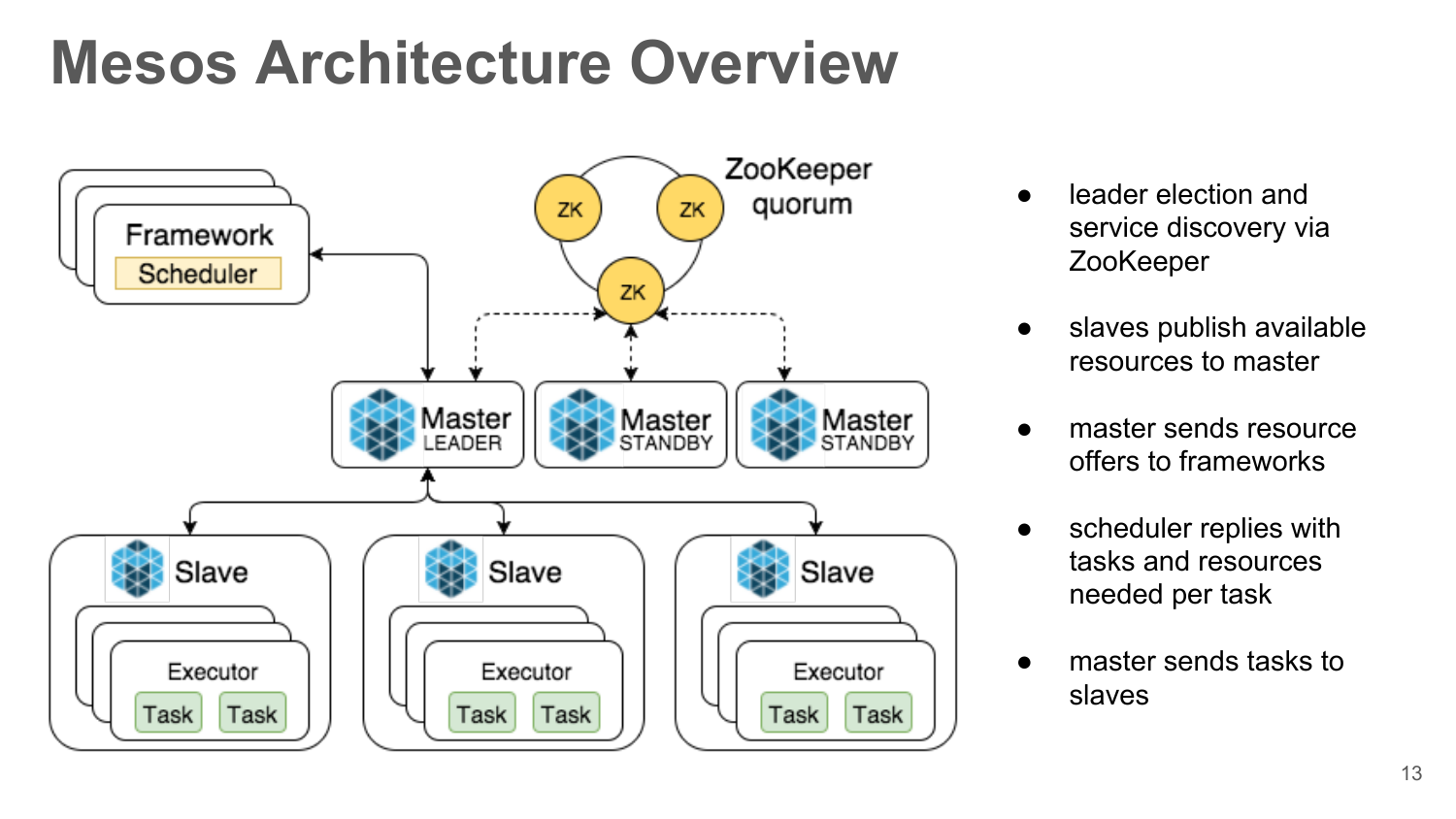# Mesos Architecture Overview

- leader election and service discovery via ZooKeeper
- slaves publish available resources to master
- master sends resource offers to frameworks
- scheduler replies with tasks and resources needed per task
- master sends tasks to slaves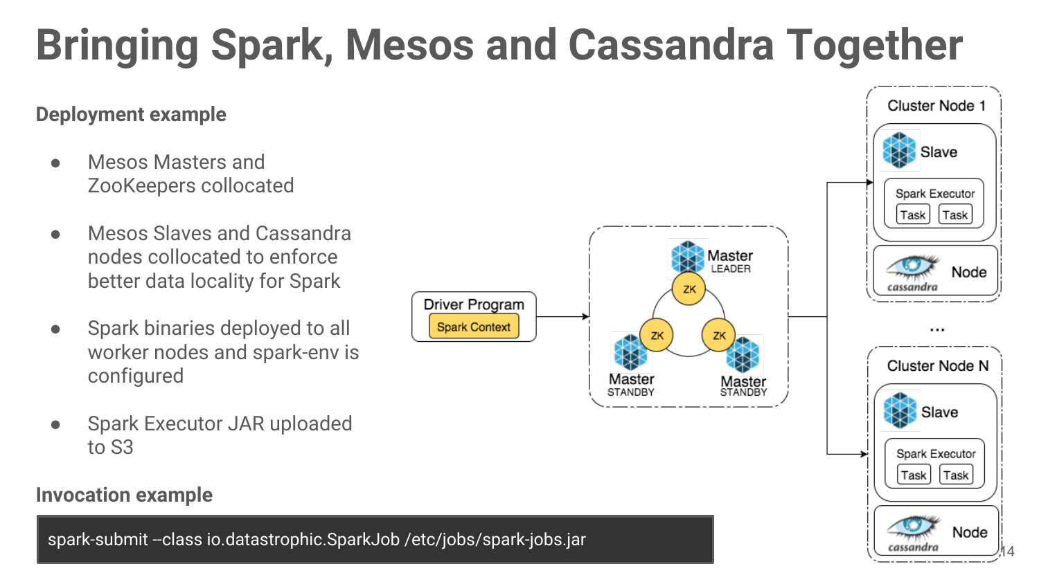# Bringing Spark, Mesos and Cassandra Together

### Deployment example

- Mesos Masters and ZooKeepers collocated
- Mesos Slaves and Cassandra nodes collocated to enforce better data locality for Spark
- Spark binaries deployed to all worker nodes and spark-env is configured
- Spark Executor JAR uploaded to S3

### Invocation example

```
spark-submit --class io.datastrophic.SparkJob /etc/jobs/spark-jobs.jar
```

Driver Program
Spark Context

Master
LEADER
ZK
ZK
ZK
Master
STANDBY
Master
STANDBY

Cluster Node 1
Slave
Spark Executor
Task
Task
cassandra
Node

...

Cluster Node N
Slave
Spark Executor
Task
Task
cassandra
Node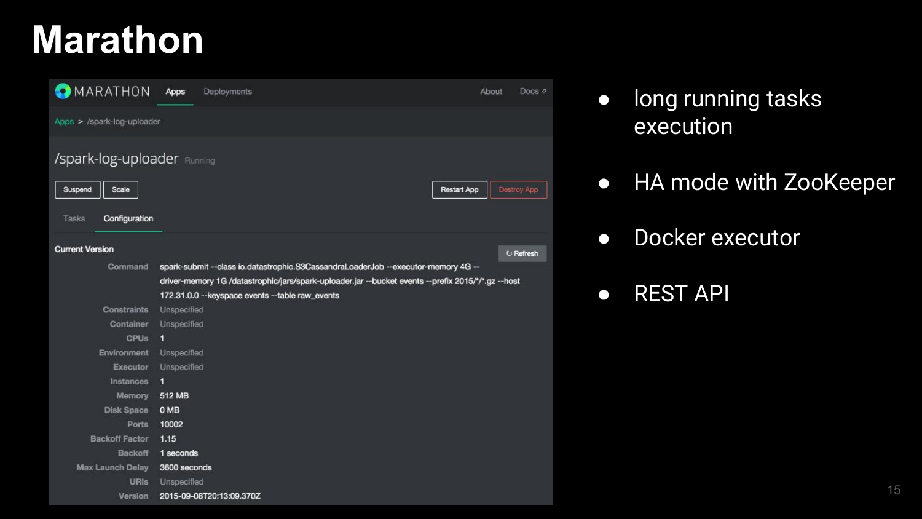# Marathon

- long running tasks execution
- HA mode with ZooKeeper
- Docker executor
- REST API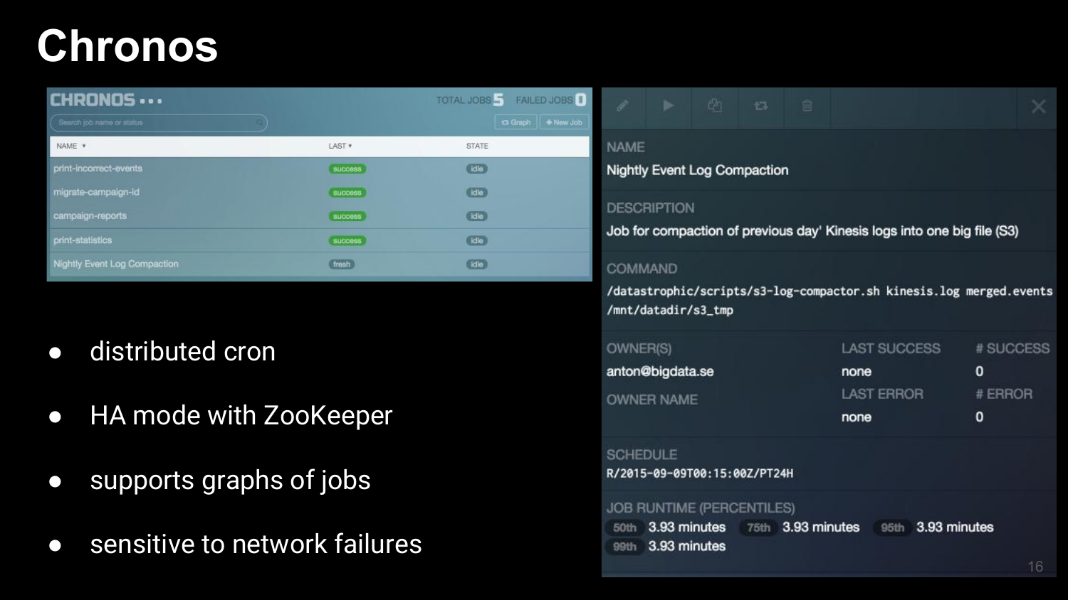# Chronos

- distributed cron
- HA mode with ZooKeeper
- supports graphs of jobs
- sensitive to network failures

CHRONOS

TOTAL JOBS 5 FAILED JOBS 0

| NAME | LAST | STATE |
|---|---|---|
| print-incorrect-events | success | idle |
| migrate-campaign-id | success | idle |
| campaign-reports | success | idle |
| print-statistics | success | idle |
| Nightly Event Log Compaction | fresh | idle |

NAME
Nightly Event Log Compaction

DESCRIPTION
Job for compaction of previous day' Kinesis logs into one big file (S3)

COMMAND
```
/datastrophic/scripts/s3-log-compactor.sh kinesis.log merged.events /mnt/datadir/s3_tmp
```

OWNER(S)
anton@bigdata.se

OWNER NAME

LAST SUCCESS
none

# SUCCESS
0

LAST ERROR
none

# ERROR
0

SCHEDULE
R/2015-09-09T00:15:00Z/PT24H

JOB RUNTIME (PERCENTILES)
50th 3.93 minutes 75th 3.93 minutes 95th 3.93 minutes 99th 3.93 minutes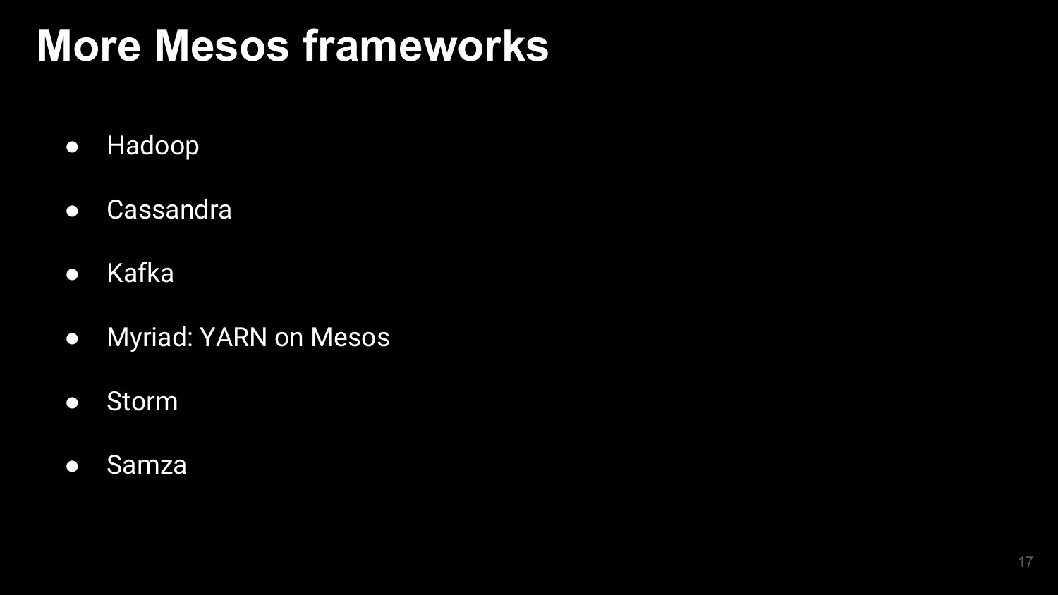# More Mesos frameworks

- Hadoop
- Cassandra
- Kafka
- Myriad: YARN on Mesos
- Storm
- Samza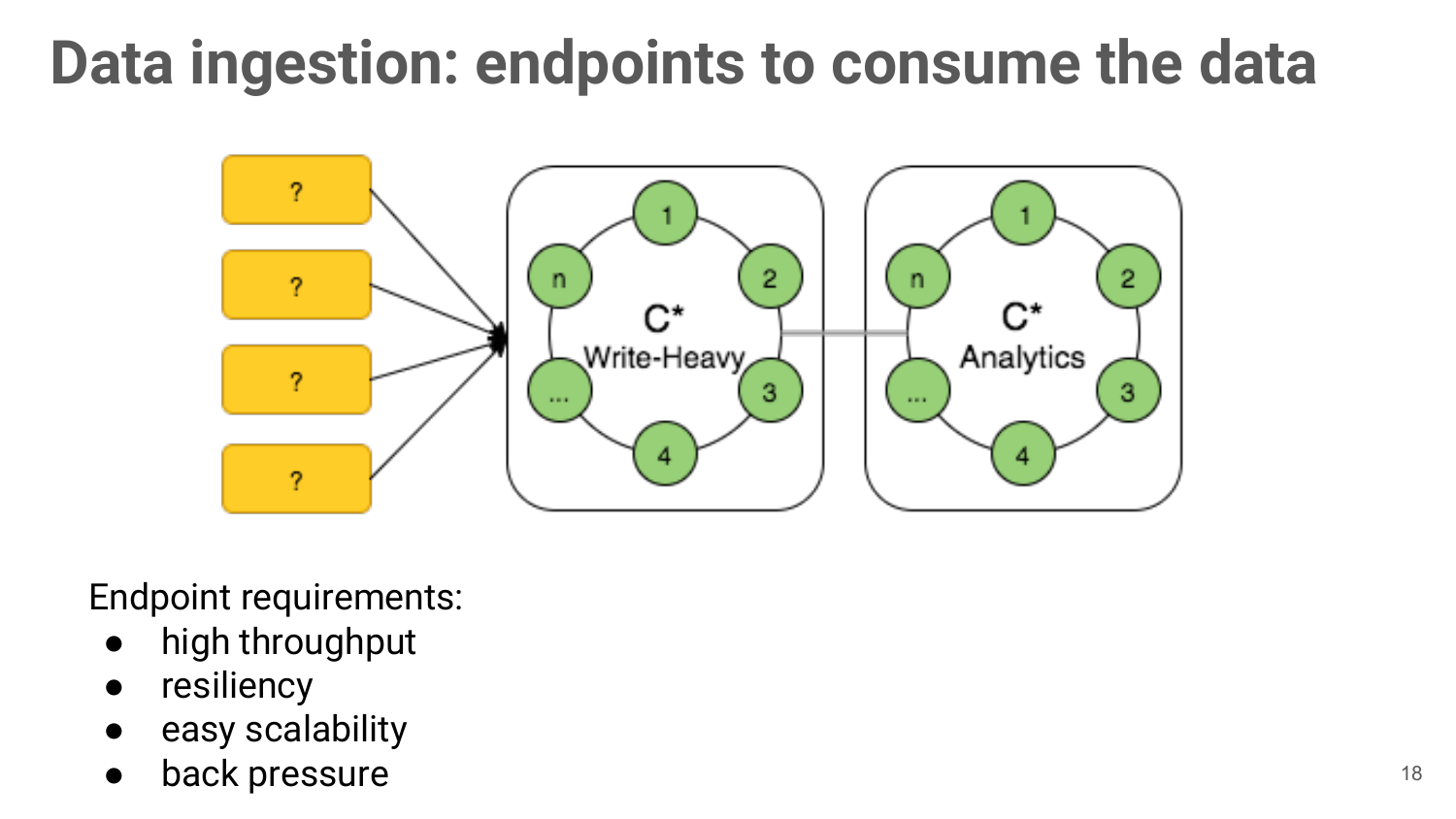# Data ingestion: endpoints to consume the data

?

?

?

?

1

2

3

4

...

n

C*
Write-Heavy

1

2

3

4

...

n

C*
Analytics

Endpoint requirements:

- high throughput
- resiliency
- easy scalability
- back pressure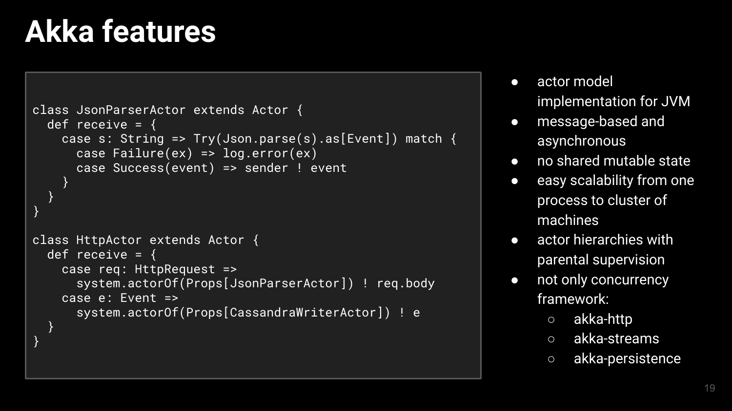# Akka features

```scala
class JsonParserActor extends Actor {
  def receive = {
    case s: String => Try(Json.parse(s).as[Event]) match {
      case Failure(ex) => log.error(ex)
      case Success(event) => sender ! event
    }
  }
}

class HttpActor extends Actor {
  def receive = {
    case req: HttpRequest =>
      system.actorOf(Props[JsonParserActor]) ! req.body
    case e: Event =>
      system.actorOf(Props[CassandraWriterActor]) ! e
  }
}
```

- actor model implementation for JVM
- message-based and asynchronous
- no shared mutable state
- easy scalability from one process to cluster of machines
- actor hierarchies with parental supervision
- not only concurrency framework:
  - akka-http
  - akka-streams
  - akka-persistence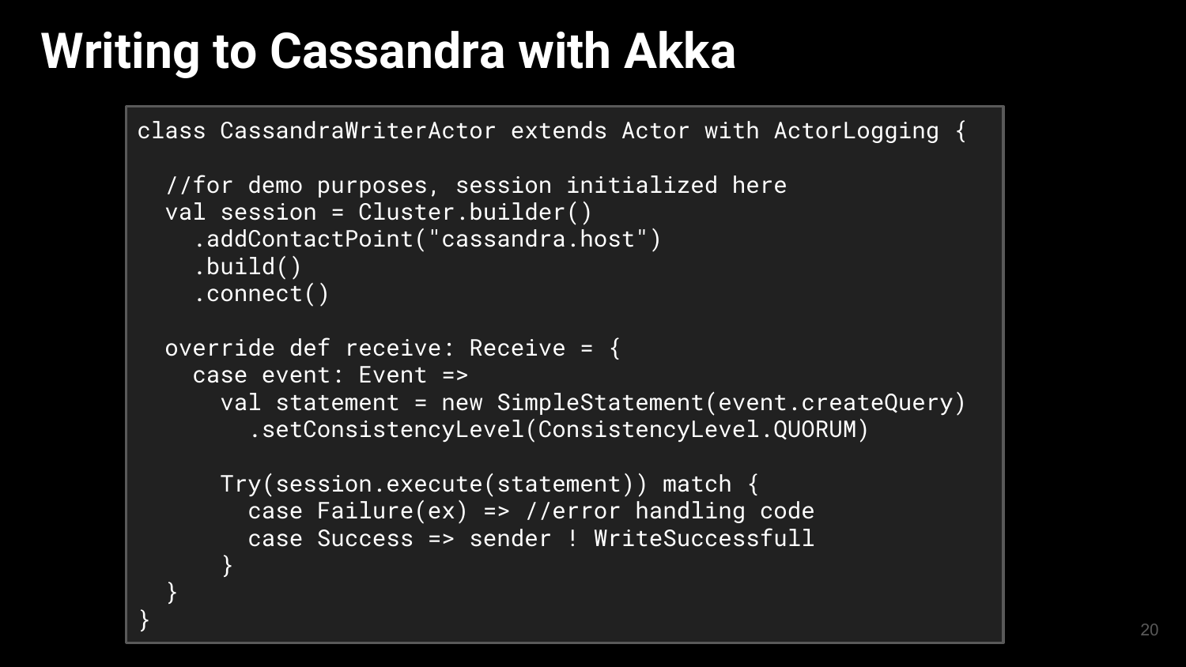# Writing to Cassandra with Akka

```
class CassandraWriterActor extends Actor with ActorLogging {

  //for demo purposes, session initialized here
  val session = Cluster.builder()
    .addContactPoint("cassandra.host")
    .build()
    .connect()

  override def receive: Receive = {
    case event: Event =>
      val statement = new SimpleStatement(event.createQuery)
        .setConsistencyLevel(ConsistencyLevel.QUORUM)

      Try(session.execute(statement)) match {
        case Failure(ex) => //error handling code
        case Success => sender ! WriteSuccessfull
      }
  }
}
```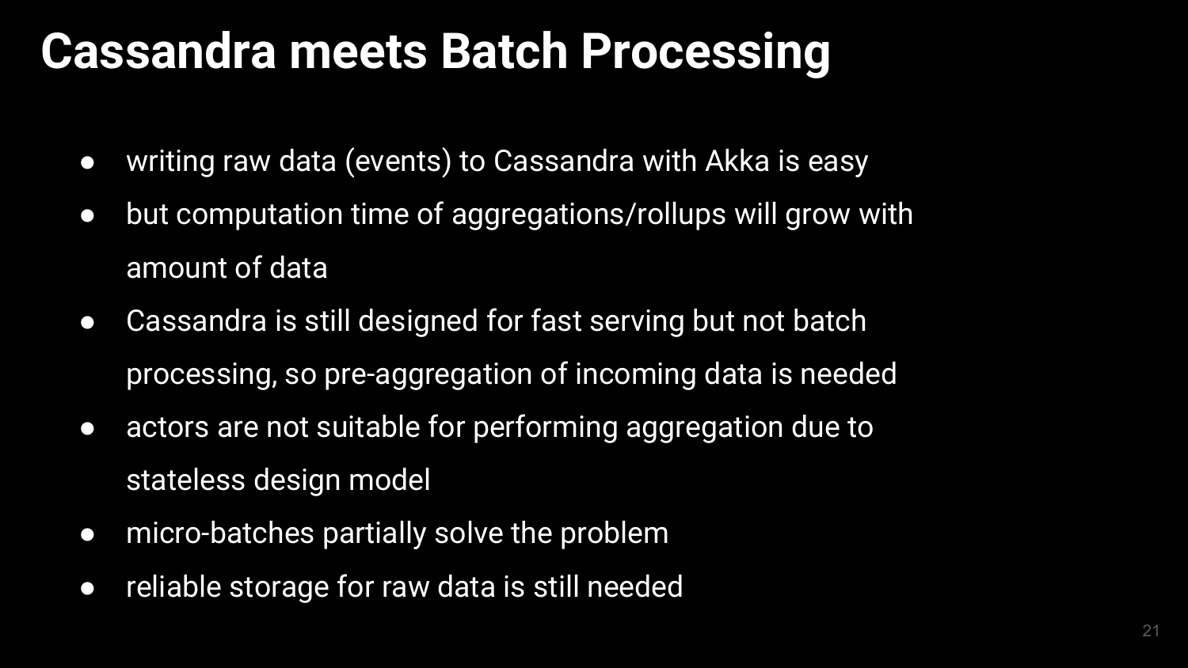# Cassandra meets Batch Processing

- writing raw data (events) to Cassandra with Akka is easy
- but computation time of aggregations/rollups will grow with amount of data
- Cassandra is still designed for fast serving but not batch processing, so pre-aggregation of incoming data is needed
- actors are not suitable for performing aggregation due to stateless design model
- micro-batches partially solve the problem
- reliable storage for raw data is still needed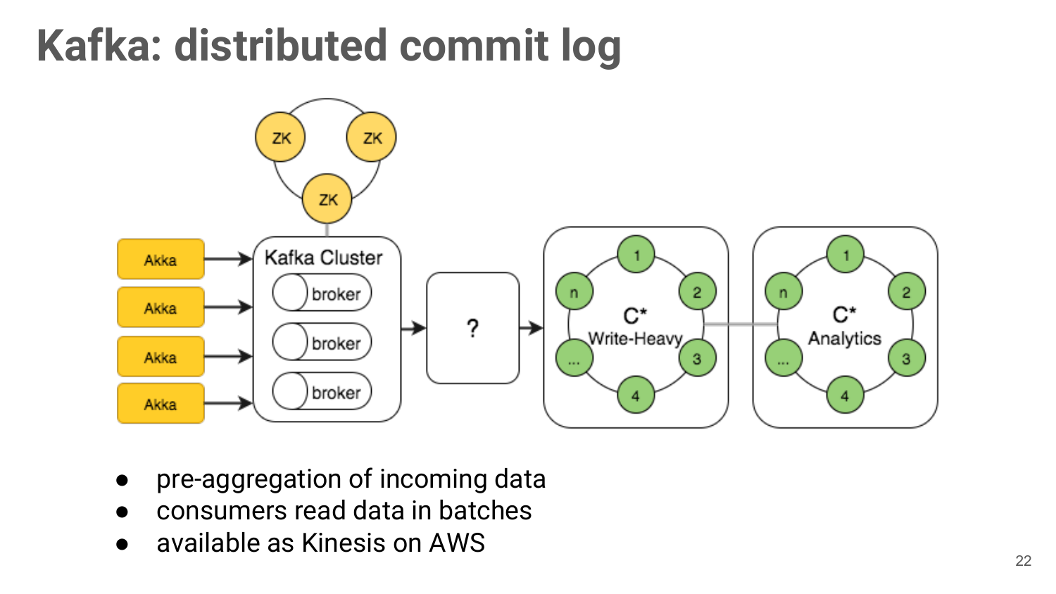# Kafka: distributed commit log

- pre-aggregation of incoming data
- consumers read data in batches
- available as Kinesis on AWS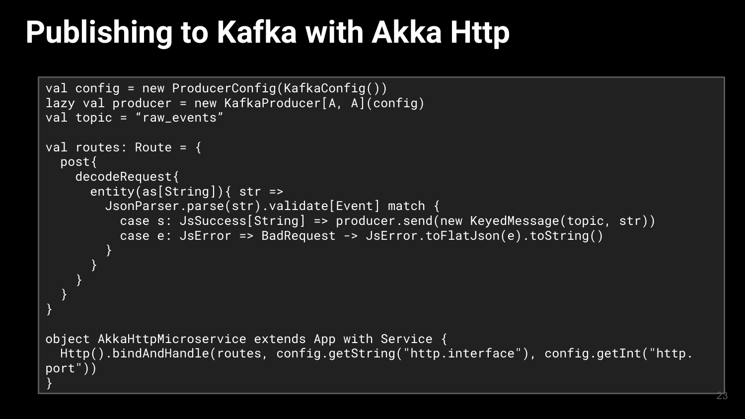# Publishing to Kafka with Akka Http

```
val config = new ProducerConfig(KafkaConfig())
lazy val producer = new KafkaProducer[A, A](config)
val topic = “raw_events”

val routes: Route = {
  post{
    decodeRequest{
      entity(as[String]){ str =>
        JsonParser.parse(str).validate[Event] match {
          case s: JsSuccess[String] => producer.send(new KeyedMessage(topic, str))
          case e: JsError => BadRequest -> JsError.toFlatJson(e).toString()
        }
      }
    }
  }
}

object AkkaHttpMicroservice extends App with Service {
  Http().bindAndHandle(routes, config.getString("http.interface"), config.getInt("http.
port"))
}
```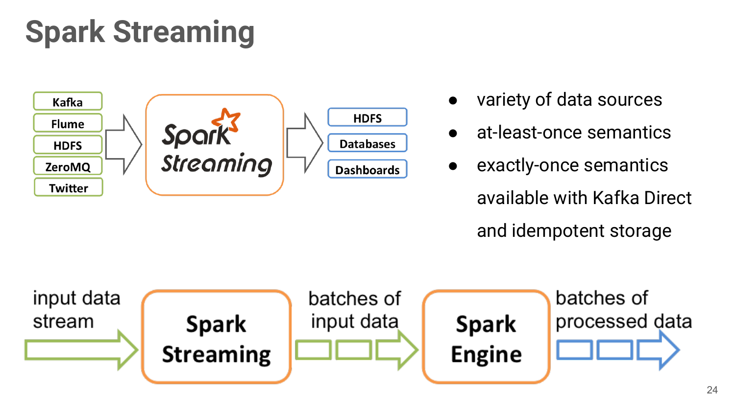# Spark Streaming

Kafka
Flume
HDFS
ZeroMQ
Twitter

Spark Streaming

HDFS
Databases
Dashboards

- variety of data sources
- at-least-once semantics
- exactly-once semantics available with Kafka Direct and idempotent storage

input data stream

Spark Streaming

batches of input data

Spark Engine

batches of processed data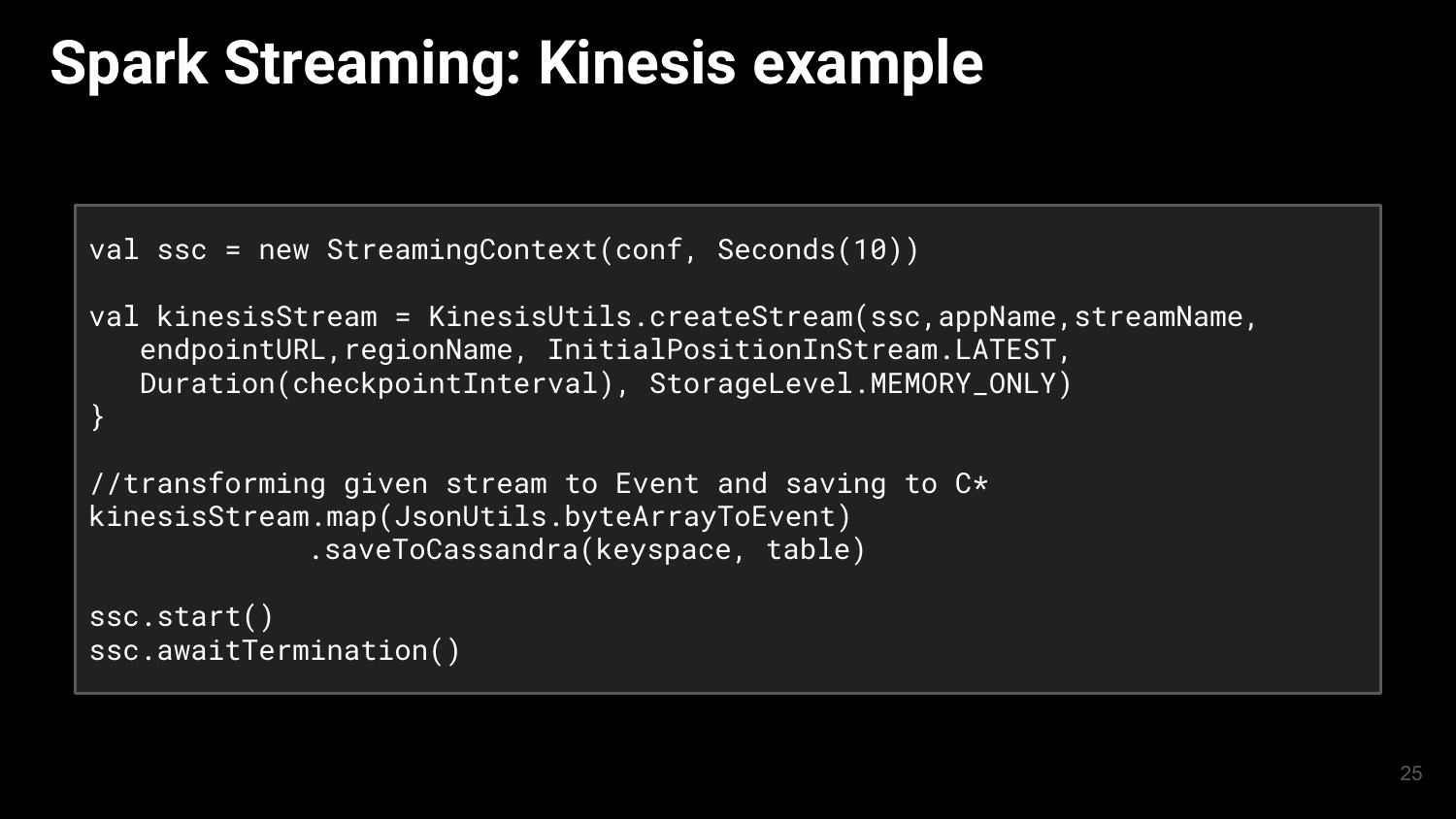# Spark Streaming: Kinesis example

```
val ssc = new StreamingContext(conf, Seconds(10))

val kinesisStream = KinesisUtils.createStream(ssc,appName,streamName,
   endpointURL,regionName, InitialPositionInStream.LATEST,
   Duration(checkpointInterval), StorageLevel.MEMORY_ONLY)
}

//transforming given stream to Event and saving to C*
kinesisStream.map(JsonUtils.byteArrayToEvent)
             .saveToCassandra(keyspace, table)

ssc.start()
ssc.awaitTermination()
```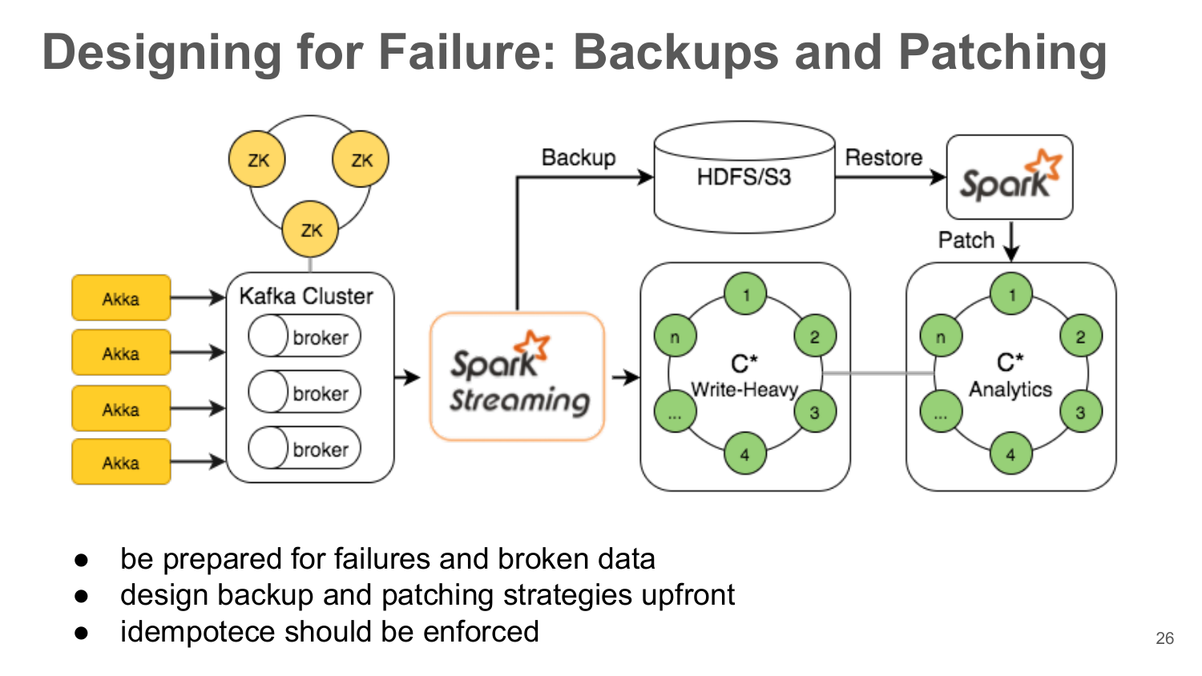# Designing for Failure: Backups and Patching

ZK
ZK
ZK
Akka
Akka
Akka
Akka
Kafka Cluster
broker
broker
broker
Spark Streaming
Backup
HDFS/S3
Restore
Spark
Patch
1
2
3
4
...
n
C*
Write-Heavy
1
2
3
4
...
n
C*
Analytics

- be prepared for failures and broken data
- design backup and patching strategies upfront
- idempotece should be enforced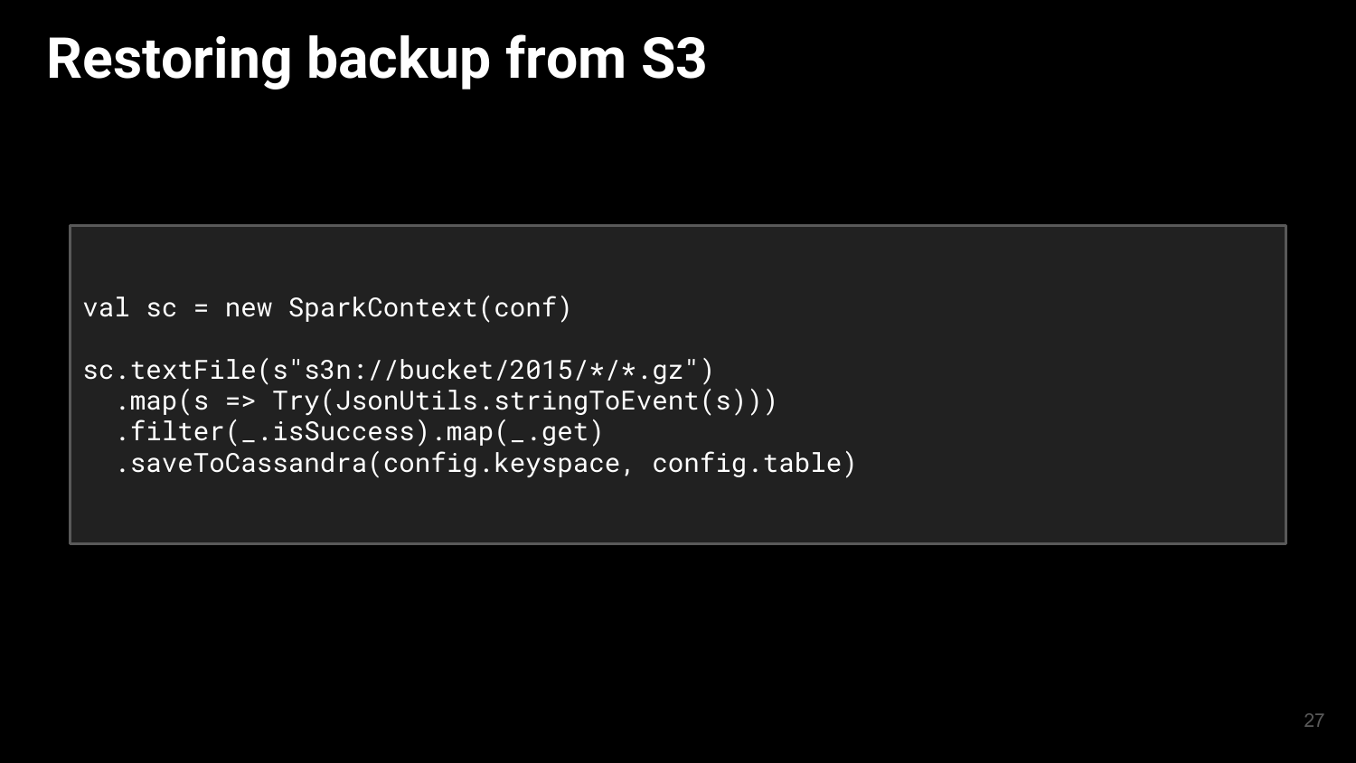# Restoring backup from S3

```
val sc = new SparkContext(conf)

sc.textFile(s"s3n://bucket/2015/*/*.gz")
  .map(s => Try(JsonUtils.stringToEvent(s)))
  .filter(_.isSuccess).map(_.get)
  .saveToCassandra(config.keyspace, config.table)
```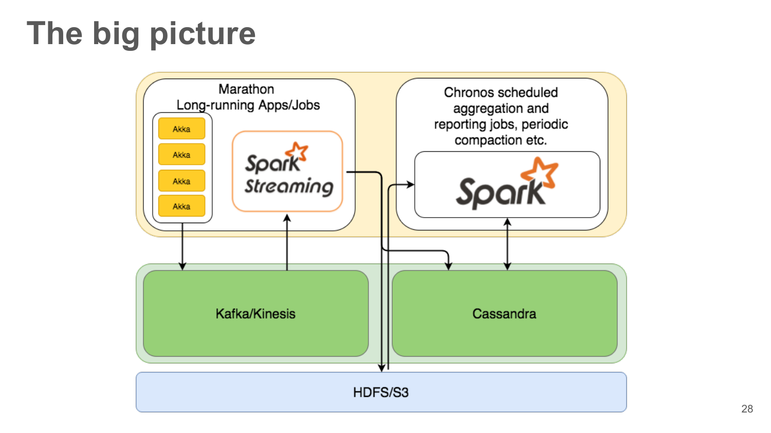# The big picture

Marathon
Long-running Apps/Jobs

Akka

Akka

Akka

Akka

Spark Streaming

Chronos scheduled aggregation and reporting jobs, periodic compaction etc.

Spark

Kafka/Kinesis

Cassandra

HDFS/S3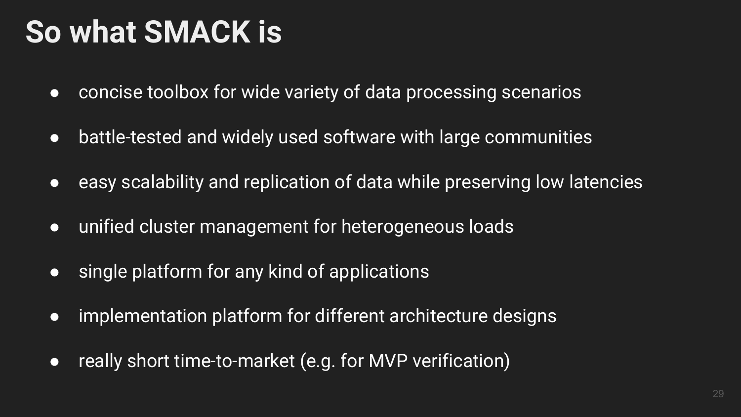# So what SMACK is

- concise toolbox for wide variety of data processing scenarios
- battle-tested and widely used software with large communities
- easy scalability and replication of data while preserving low latencies
- unified cluster management for heterogeneous loads
- single platform for any kind of applications
- implementation platform for different architecture designs
- really short time-to-market (e.g. for MVP verification)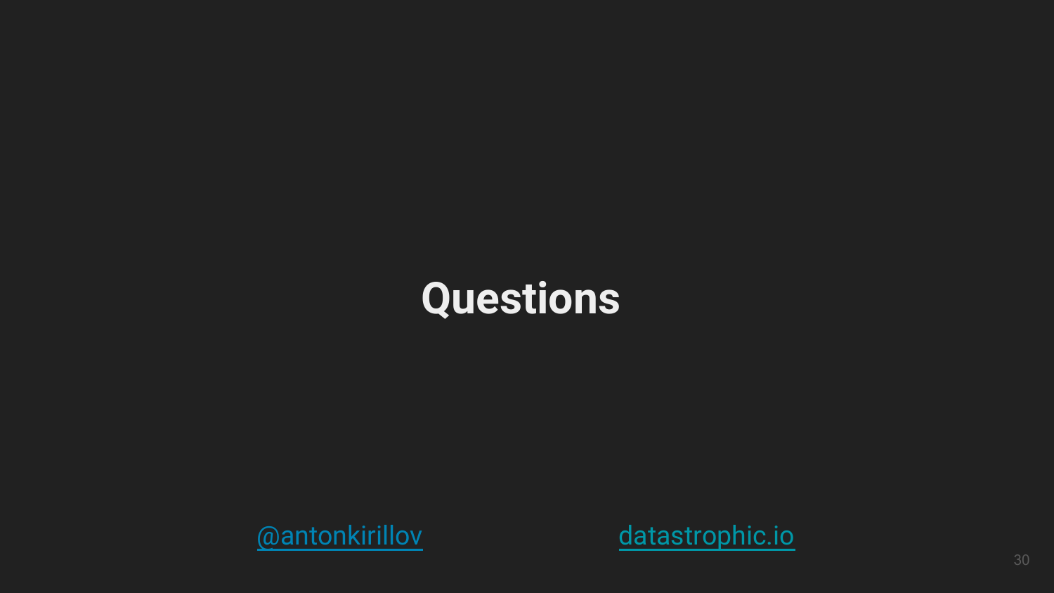# Questions

@antonkirillov

datastrophic.io